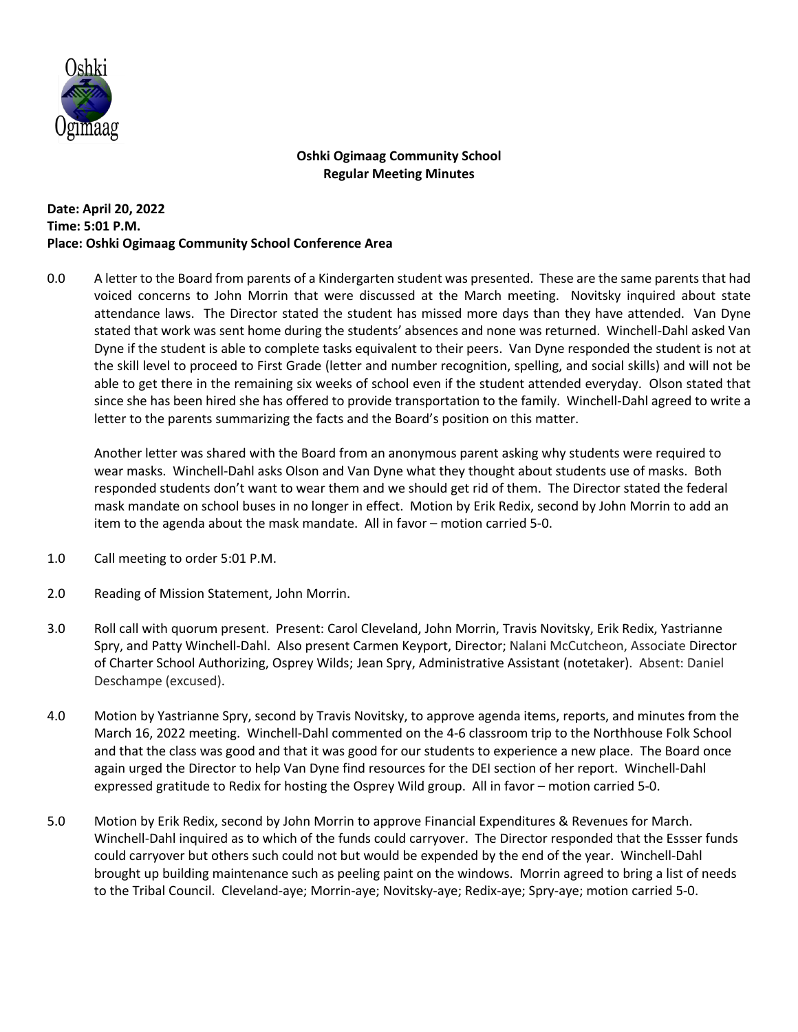**Oshki Ogimaag Community School**
**Regular Meeting Minutes**

**Date: April 20, 2022**
**Time: 5:01 P.M.**
**Place: Oshki Ogimaag Community School Conference Area**

0.0 A letter to the Board from parents of a Kindergarten student was presented. These are the same parents that had voiced concerns to John Morrin that were discussed at the March meeting. Novitsky inquired about state attendance laws. The Director stated the student has missed more days than they have attended. Van Dyne stated that work was sent home during the students' absences and none was returned. Winchell-Dahl asked Van Dyne if the student is able to complete tasks equivalent to their peers. Van Dyne responded the student is not at the skill level to proceed to First Grade (letter and number recognition, spelling, and social skills) and will not be able to get there in the remaining six weeks of school even if the student attended everyday. Olson stated that since she has been hired she has offered to provide transportation to the family. Winchell-Dahl agreed to write a letter to the parents summarizing the facts and the Board's position on this matter.

Another letter was shared with the Board from an anonymous parent asking why students were required to wear masks. Winchell-Dahl asks Olson and Van Dyne what they thought about students use of masks. Both responded students don't want to wear them and we should get rid of them. The Director stated the federal mask mandate on school buses in no longer in effect. Motion by Erik Redix, second by John Morrin to add an item to the agenda about the mask mandate. All in favor – motion carried 5-0.

1.0 Call meeting to order 5:01 P.M.

2.0 Reading of Mission Statement, John Morrin.

3.0 Roll call with quorum present. Present: Carol Cleveland, John Morrin, Travis Novitsky, Erik Redix, Yastrianne Spry, and Patty Winchell-Dahl. Also present Carmen Keyport, Director; Nalani McCutcheon, Associate Director of Charter School Authorizing, Osprey Wilds; Jean Spry, Administrative Assistant (notetaker). Absent: Daniel Deschampe (excused).

4.0 Motion by Yastrianne Spry, second by Travis Novitsky, to approve agenda items, reports, and minutes from the March 16, 2022 meeting. Winchell-Dahl commented on the 4-6 classroom trip to the Northhouse Folk School and that the class was good and that it was good for our students to experience a new place. The Board once again urged the Director to help Van Dyne find resources for the DEI section of her report. Winchell-Dahl expressed gratitude to Redix for hosting the Osprey Wild group. All in favor – motion carried 5-0.

5.0 Motion by Erik Redix, second by John Morrin to approve Financial Expenditures & Revenues for March. Winchell-Dahl inquired as to which of the funds could carryover. The Director responded that the Essser funds could carryover but others such could not but would be expended by the end of the year. Winchell-Dahl brought up building maintenance such as peeling paint on the windows. Morrin agreed to bring a list of needs to the Tribal Council. Cleveland-aye; Morrin-aye; Novitsky-aye; Redix-aye; Spry-aye; motion carried 5-0.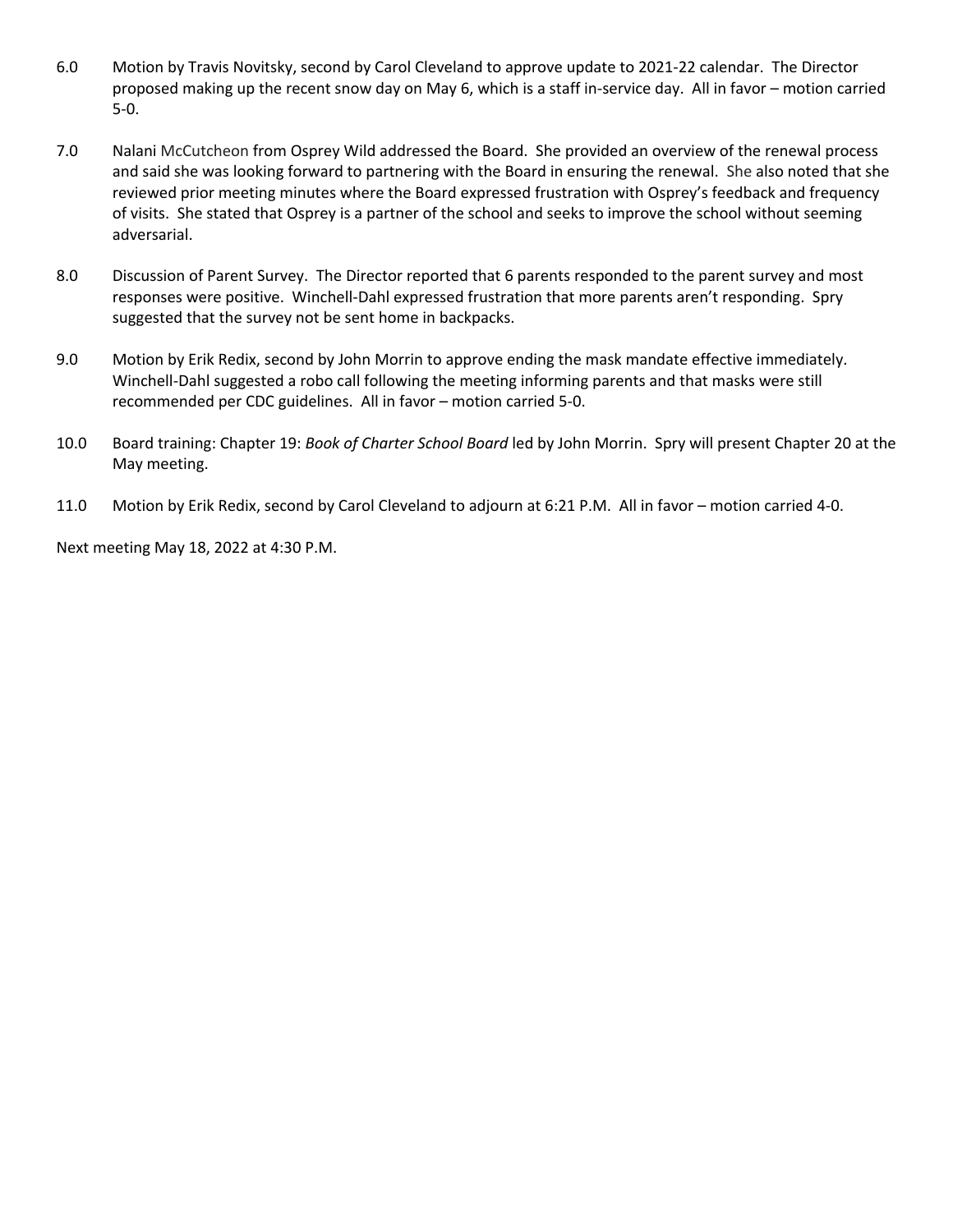6.0 Motion by Travis Novitsky, second by Carol Cleveland to approve update to 2021-22 calendar. The Director proposed making up the recent snow day on May 6, which is a staff in-service day. All in favor – motion carried 5-0.

7.0 Nalani McCutcheon from Osprey Wild addressed the Board. She provided an overview of the renewal process and said she was looking forward to partnering with the Board in ensuring the renewal. She also noted that she reviewed prior meeting minutes where the Board expressed frustration with Osprey's feedback and frequency of visits. She stated that Osprey is a partner of the school and seeks to improve the school without seeming adversarial.

8.0 Discussion of Parent Survey. The Director reported that 6 parents responded to the parent survey and most responses were positive. Winchell-Dahl expressed frustration that more parents aren't responding. Spry suggested that the survey not be sent home in backpacks.

9.0 Motion by Erik Redix, second by John Morrin to approve ending the mask mandate effective immediately. Winchell-Dahl suggested a robo call following the meeting informing parents and that masks were still recommended per CDC guidelines. All in favor – motion carried 5-0.

10.0 Board training: Chapter 19: *Book of Charter School Board* led by John Morrin. Spry will present Chapter 20 at the May meeting.

11.0 Motion by Erik Redix, second by Carol Cleveland to adjourn at 6:21 P.M. All in favor – motion carried 4-0.

Next meeting May 18, 2022 at 4:30 P.M.